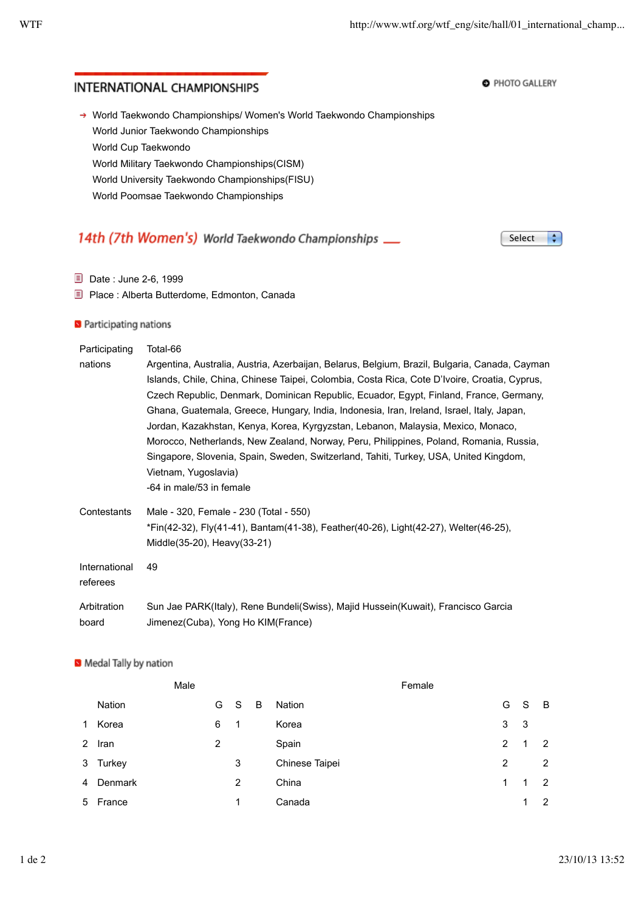## INTERNATIONAL CHAMPIONSHIPS

PHOTO GALLERY

- → World Taekwondo Championships/ Women's World Taekwondo Championships
- World Junior Taekwondo Championships
- World Cup Taekwondo
- World Military Taekwondo Championships(CISM)
- World University Taekwondo Championships(FISU)
- World Poomsae Taekwondo Championships

## 14th (7th Women's) *World Taekwondo Championships*

Select

- Date : June 2-6, 1999
- Place : Alberta Butterdome, Edmonton, Canada

### Participating nations

| | |
|---|---|
| Participating nations | Total-66<br>Argentina, Australia, Austria, Azerbaijan, Belarus, Belgium, Brazil, Bulgaria, Canada, Cayman Islands, Chile, China, Chinese Taipei, Colombia, Costa Rica, Cote D'Ivoire, Croatia, Cyprus, Czech Republic, Denmark, Dominican Republic, Ecuador, Egypt, Finland, France, Germany, Ghana, Guatemala, Greece, Hungary, India, Indonesia, Iran, Ireland, Israel, Italy, Japan, Jordan, Kazakhstan, Kenya, Korea, Kyrgyzstan, Lebanon, Malaysia, Mexico, Monaco, Morocco, Netherlands, New Zealand, Norway, Peru, Philippines, Poland, Romania, Russia, Singapore, Slovenia, Spain, Sweden, Switzerland, Tahiti, Turkey, USA, United Kingdom, Vietnam, Yugoslavia)<br>-64 in male/53 in female |
| Contestants | Male - 320, Female - 230 (Total - 550)<br>*Fin(42-32), Fly(41-41), Bantam(41-38), Feather(40-26), Light(42-27), Welter(46-25), Middle(35-20), Heavy(33-21) |
| International referees | 49 |
| Arbitration board | Sun Jae PARK(Italy), Rene Bundeli(Swiss), Majid Hussein(Kuwait), Francisco Garcia Jimenez(Cuba), Yong Ho KIM(France) |

### Medal Tally by nation

| | Male | | | | Female | | | |
|---|---|---|---|---|---|---|---|---|
| | Nation | G | S | B | Nation | G | S | B |
| 1 | Korea | 6 | 1 | | Korea | 3 | 3 | |
| 2 | Iran | 2 | | | Spain | 2 | 1 | 2 |
| 3 | Turkey | | 3 | | Chinese Taipei | 2 | | 2 |
| 4 | Denmark | | 2 | | China | 1 | 1 | 2 |
| 5 | France | | 1 | | Canada | | 1 | 2 |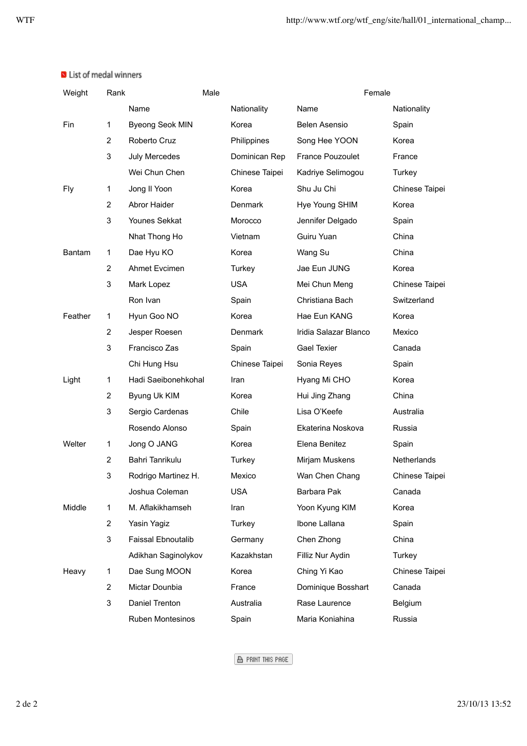## List of medal winners

| Weight | Rank | Male | | Female | |
|---|---|---|---|---|---|
| | | Name | Nationality | Name | Nationality |
| Fin | 1 | Byeong Seok MIN | Korea | Belen Asensio | Spain |
| | 2 | Roberto Cruz | Philippines | Song Hee YOON | Korea |
| | 3 | July Mercedes | Dominican Rep | France Pouzoulet | France |
| | | Wei Chun Chen | Chinese Taipei | Kadriye Selimogou | Turkey |
| Fly | 1 | Jong Il Yoon | Korea | Shu Ju Chi | Chinese Taipei |
| | 2 | Abror Haider | Denmark | Hye Young SHIM | Korea |
| | 3 | Younes Sekkat | Morocco | Jennifer Delgado | Spain |
| | | Nhat Thong Ho | Vietnam | Guiru Yuan | China |
| Bantam | 1 | Dae Hyu KO | Korea | Wang Su | China |
| | 2 | Ahmet Evcimen | Turkey | Jae Eun JUNG | Korea |
| | 3 | Mark Lopez | USA | Mei Chun Meng | Chinese Taipei |
| | | Ron Ivan | Spain | Christiana Bach | Switzerland |
| Feather | 1 | Hyun Goo NO | Korea | Hae Eun KANG | Korea |
| | 2 | Jesper Roesen | Denmark | Iridia Salazar Blanco | Mexico |
| | 3 | Francisco Zas | Spain | Gael Texier | Canada |
| | | Chi Hung Hsu | Chinese Taipei | Sonia Reyes | Spain |
| Light | 1 | Hadi Saeibonehkohal | Iran | Hyang Mi CHO | Korea |
| | 2 | Byung Uk KIM | Korea | Hui Jing Zhang | China |
| | 3 | Sergio Cardenas | Chile | Lisa O'Keefe | Australia |
| | | Rosendo Alonso | Spain | Ekaterina Noskova | Russia |
| Welter | 1 | Jong O JANG | Korea | Elena Benitez | Spain |
| | 2 | Bahri Tanrikulu | Turkey | Mirjam Muskens | Netherlands |
| | 3 | Rodrigo Martinez H. | Mexico | Wan Chen Chang | Chinese Taipei |
| | | Joshua Coleman | USA | Barbara Pak | Canada |
| Middle | 1 | M. Aflakikhamseh | Iran | Yoon Kyung KIM | Korea |
| | 2 | Yasin Yagiz | Turkey | Ibone Lallana | Spain |
| | 3 | Faissal Ebnoutalib | Germany | Chen Zhong | China |
| | | Adikhan Saginolykov | Kazakhstan | Filliz Nur Aydin | Turkey |
| Heavy | 1 | Dae Sung MOON | Korea | Ching Yi Kao | Chinese Taipei |
| | 2 | Mictar Dounbia | France | Dominique Bosshart | Canada |
| | 3 | Daniel Trenton | Australia | Rase Laurence | Belgium |
| | | Ruben Montesinos | Spain | Maria Koniahina | Russia |

PRINT THIS PAGE